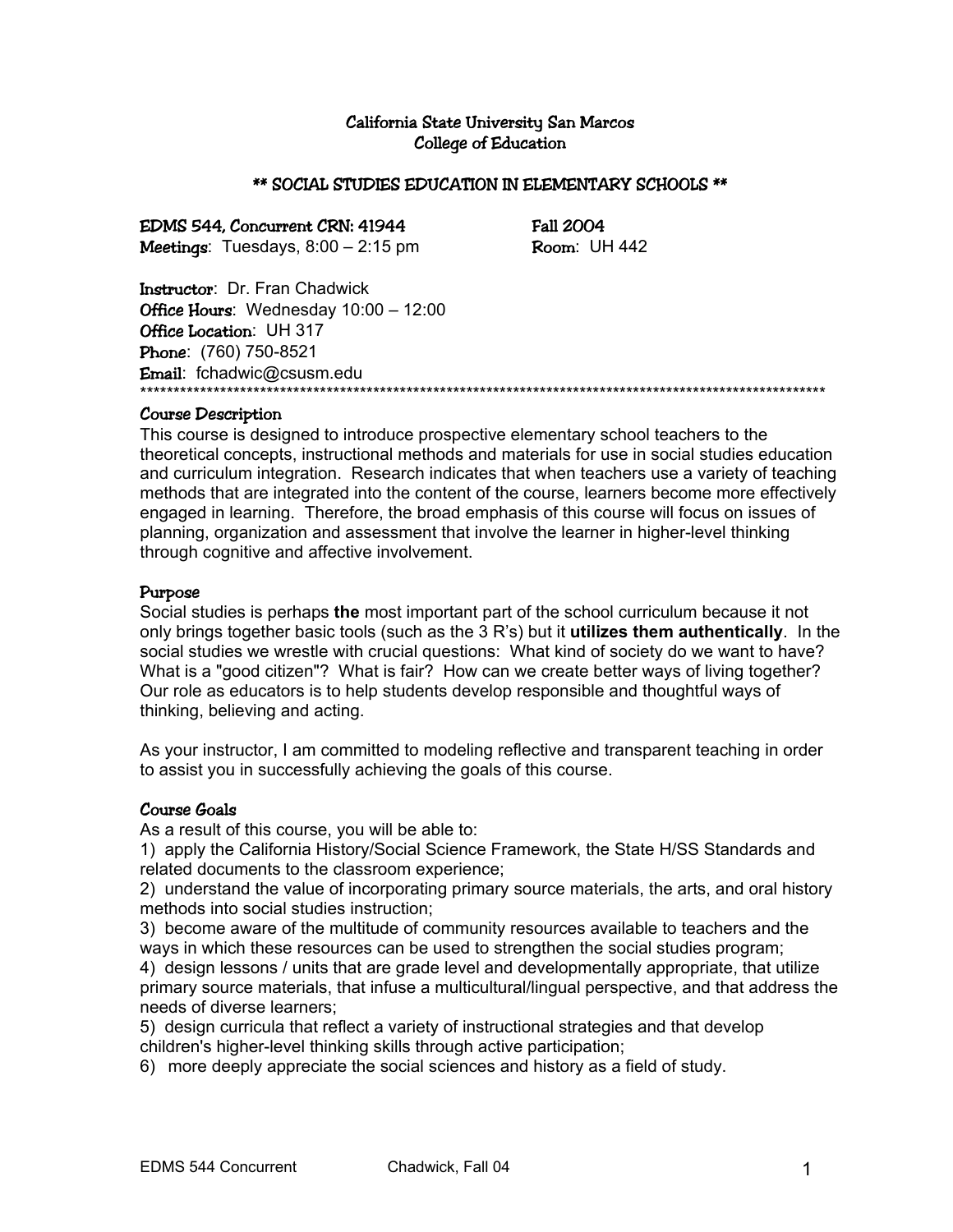# California State University San Marcos
## College of Education

### \*\* SOCIAL STUDIES EDUCATION IN ELEMENTARY SCHOOLS \*\*

**EDMS 544, Concurrent CRN: 41944** — **Fall 2004**
**Meetings**: Tuesdays, 8:00 – 2:15 pm — **Room**: UH 442

**Instructor**: Dr. Fran Chadwick
**Office Hours**: Wednesday 10:00 – 12:00
**Office Location**: UH 317
**Phone**: (760) 750-8521
**Email**: fchadwic@csusm.edu

---

### Course Description

This course is designed to introduce prospective elementary school teachers to the theoretical concepts, instructional methods and materials for use in social studies education and curriculum integration. Research indicates that when teachers use a variety of teaching methods that are integrated into the content of the course, learners become more effectively engaged in learning. Therefore, the broad emphasis of this course will focus on issues of planning, organization and assessment that involve the learner in higher-level thinking through cognitive and affective involvement.

### Purpose

Social studies is perhaps **the** most important part of the school curriculum because it not only brings together basic tools (such as the 3 R's) but it **utilizes them authentically**. In the social studies we wrestle with crucial questions: What kind of society do we want to have? What is a "good citizen"? What is fair? How can we create better ways of living together? Our role as educators is to help students develop responsible and thoughtful ways of thinking, believing and acting.

As your instructor, I am committed to modeling reflective and transparent teaching in order to assist you in successfully achieving the goals of this course.

### Course Goals

As a result of this course, you will be able to:

1) apply the California History/Social Science Framework, the State H/SS Standards and related documents to the classroom experience;
2) understand the value of incorporating primary source materials, the arts, and oral history methods into social studies instruction;
3) become aware of the multitude of community resources available to teachers and the ways in which these resources can be used to strengthen the social studies program;
4) design lessons / units that are grade level and developmentally appropriate, that utilize primary source materials, that infuse a multicultural/lingual perspective, and that address the needs of diverse learners;
5) design curricula that reflect a variety of instructional strategies and that develop children's higher-level thinking skills through active participation;
6) more deeply appreciate the social sciences and history as a field of study.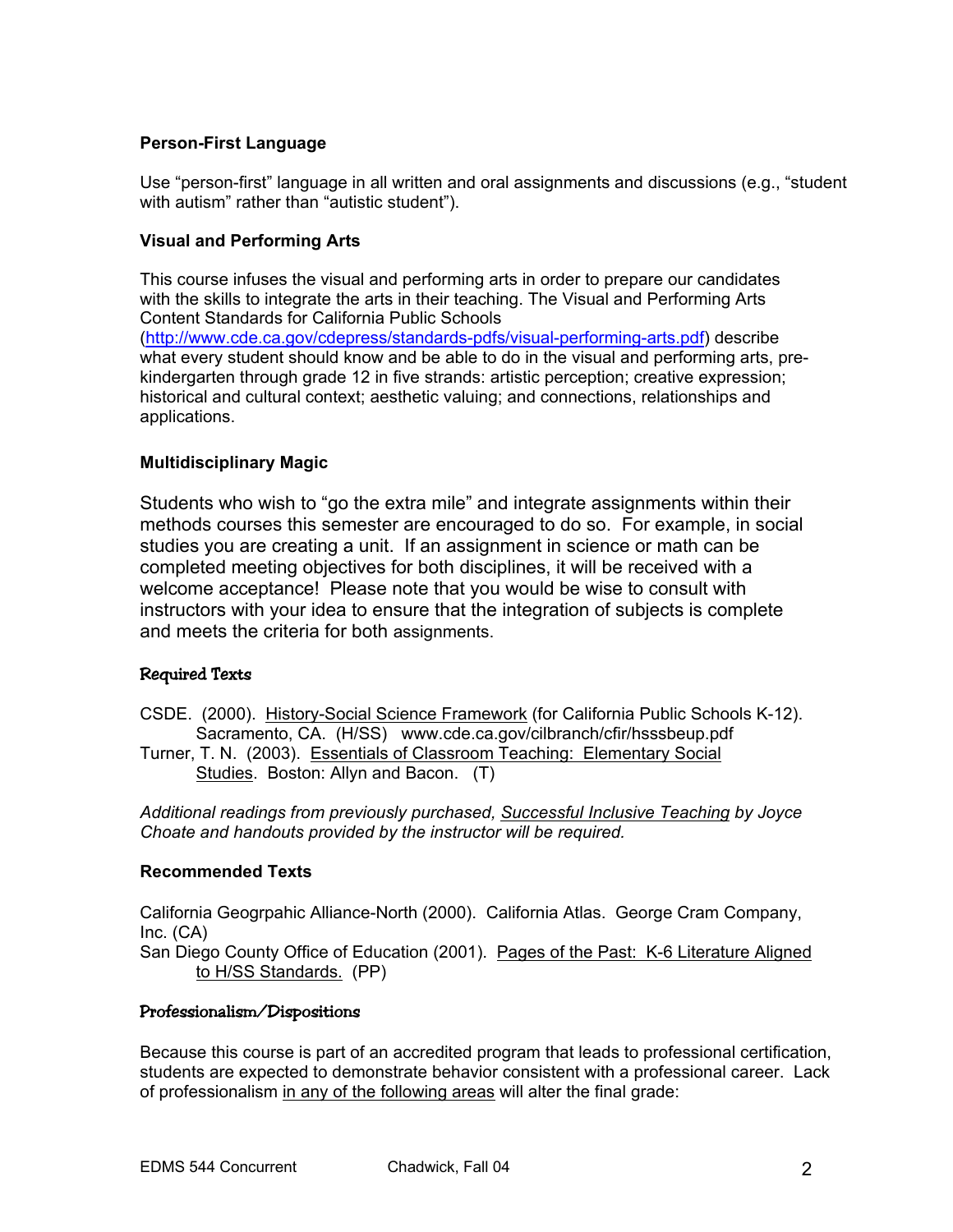### Person-First Language

Use "person-first" language in all written and oral assignments and discussions (e.g., "student with autism" rather than "autistic student").

### Visual and Performing Arts

This course infuses the visual and performing arts in order to prepare our candidates with the skills to integrate the arts in their teaching. The Visual and Performing Arts Content Standards for California Public Schools (http://www.cde.ca.gov/cdepress/standards-pdfs/visual-performing-arts.pdf) describe what every student should know and be able to do in the visual and performing arts, pre-kindergarten through grade 12 in five strands: artistic perception; creative expression; historical and cultural context; aesthetic valuing; and connections, relationships and applications.

### Multidisciplinary Magic

Students who wish to "go the extra mile" and integrate assignments within their methods courses this semester are encouraged to do so. For example, in social studies you are creating a unit. If an assignment in science or math can be completed meeting objectives for both disciplines, it will be received with a welcome acceptance! Please note that you would be wise to consult with instructors with your idea to ensure that the integration of subjects is complete and meets the criteria for both assignments.

### Required Texts

CSDE. (2000). History-Social Science Framework (for California Public Schools K-12). Sacramento, CA. (H/SS) www.cde.ca.gov/cilbranch/cfir/hsssbeup.pdf

Turner, T. N. (2003). Essentials of Classroom Teaching: Elementary Social Studies. Boston: Allyn and Bacon. (T)

*Additional readings from previously purchased, Successful Inclusive Teaching by Joyce Choate and handouts provided by the instructor will be required.*

### Recommended Texts

California Geogrpahic Alliance-North (2000). California Atlas. George Cram Company, Inc. (CA)

San Diego County Office of Education (2001). Pages of the Past: K-6 Literature Aligned to H/SS Standards. (PP)

### Professionalism/Dispositions

Because this course is part of an accredited program that leads to professional certification, students are expected to demonstrate behavior consistent with a professional career. Lack of professionalism in any of the following areas will alter the final grade: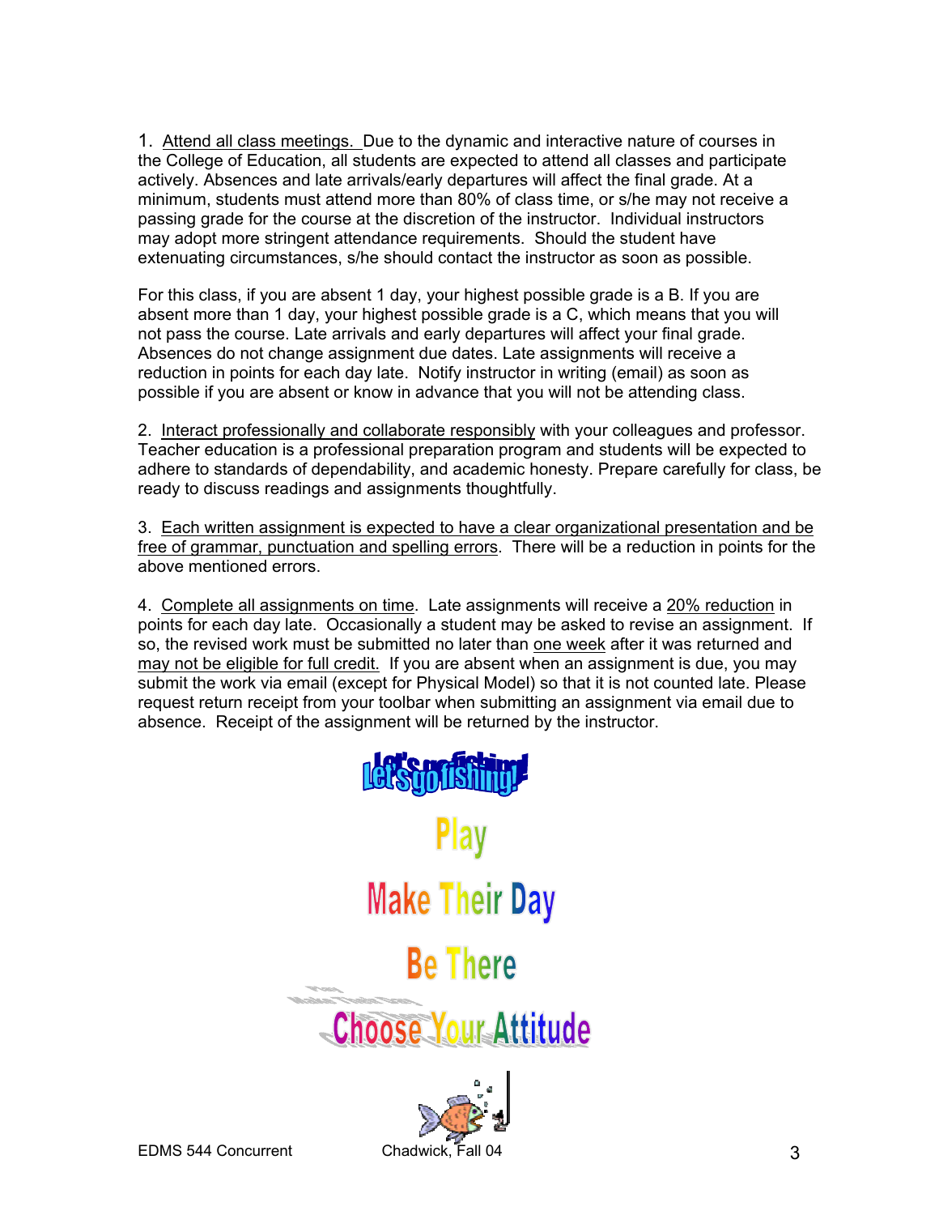1. Attend all class meetings. Due to the dynamic and interactive nature of courses in the College of Education, all students are expected to attend all classes and participate actively. Absences and late arrivals/early departures will affect the final grade. At a minimum, students must attend more than 80% of class time, or s/he may not receive a passing grade for the course at the discretion of the instructor. Individual instructors may adopt more stringent attendance requirements. Should the student have extenuating circumstances, s/he should contact the instructor as soon as possible.

For this class, if you are absent 1 day, your highest possible grade is a B. If you are absent more than 1 day, your highest possible grade is a C, which means that you will not pass the course. Late arrivals and early departures will affect your final grade. Absences do not change assignment due dates. Late assignments will receive a reduction in points for each day late. Notify instructor in writing (email) as soon as possible if you are absent or know in advance that you will not be attending class.

2. Interact professionally and collaborate responsibly with your colleagues and professor. Teacher education is a professional preparation program and students will be expected to adhere to standards of dependability, and academic honesty. Prepare carefully for class, be ready to discuss readings and assignments thoughtfully.

3. Each written assignment is expected to have a clear organizational presentation and be free of grammar, punctuation and spelling errors. There will be a reduction in points for the above mentioned errors.

4. Complete all assignments on time. Late assignments will receive a 20% reduction in points for each day late. Occasionally a student may be asked to revise an assignment. If so, the revised work must be submitted no later than one week after it was returned and may not be eligible for full credit. If you are absent when an assignment is due, you may submit the work via email (except for Physical Model) so that it is not counted late. Please request return receipt from your toolbar when submitting an assignment via email due to absence. Receipt of the assignment will be returned by the instructor.

Let's go fishing!

Play

Make Their Day

Be There

Choose Your Attitude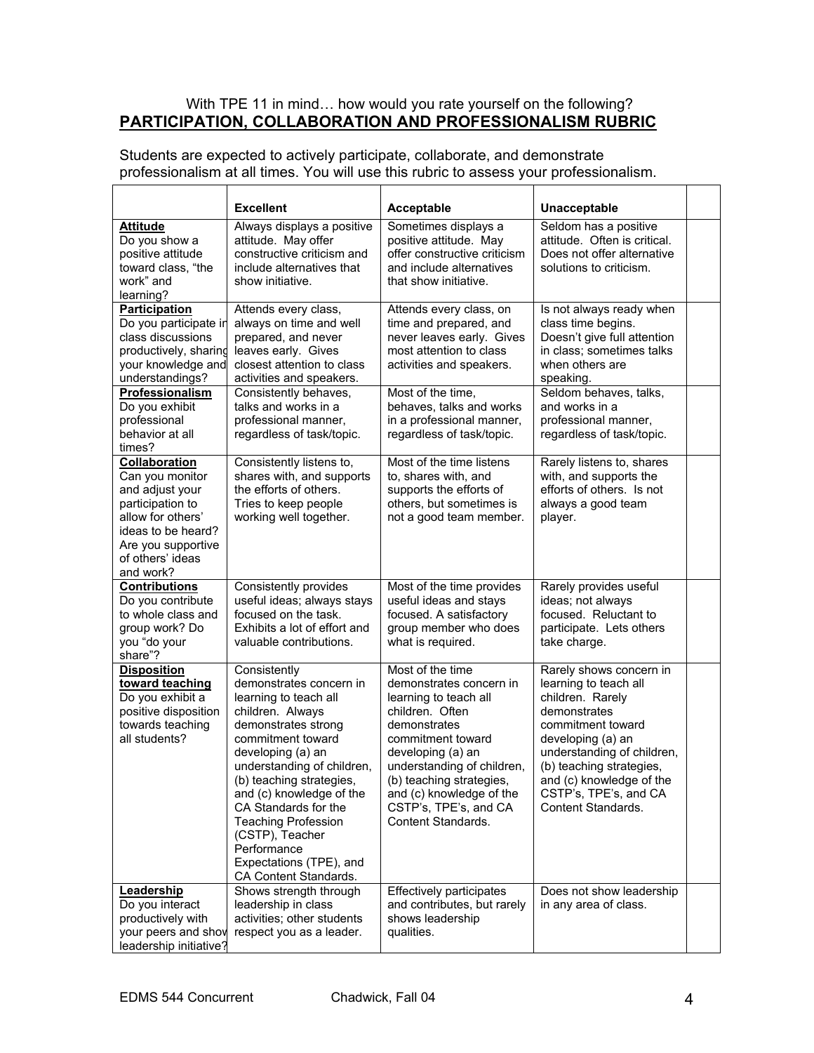With TPE 11 in mind… how would you rate yourself on the following?

**PARTICIPATION, COLLABORATION AND PROFESSIONALISM RUBRIC**

Students are expected to actively participate, collaborate, and demonstrate professionalism at all times. You will use this rubric to assess your professionalism.

| | **Excellent** | **Acceptable** | **Unacceptable** | |
|---|---|---|---|---|
| **Attitude** Do you show a positive attitude toward class, "the work" and learning? | Always displays a positive attitude. May offer constructive criticism and include alternatives that show initiative. | Sometimes displays a positive attitude. May offer constructive criticism and include alternatives that show initiative. | Seldom has a positive attitude. Often is critical. Does not offer alternative solutions to criticism. | |
| **Participation** Do you participate in class discussions productively, sharing your knowledge and understandings? | Attends every class, always on time and well prepared, and never leaves early. Gives closest attention to class activities and speakers. | Attends every class, on time and prepared, and never leaves early. Gives most attention to class activities and speakers. | Is not always ready when class time begins. Doesn't give full attention in class; sometimes talks when others are speaking. | |
| **Professionalism** Do you exhibit professional behavior at all times? | Consistently behaves, talks and works in a professional manner, regardless of task/topic. | Most of the time, behaves, talks and works in a professional manner, regardless of task/topic. | Seldom behaves, talks, and works in a professional manner, regardless of task/topic. | |
| **Collaboration** Can you monitor and adjust your participation to allow for others' ideas to be heard? Are you supportive of others' ideas and work? | Consistently listens to, shares with, and supports the efforts of others. Tries to keep people working well together. | Most of the time listens to, shares with, and supports the efforts of others, but sometimes is not a good team member. | Rarely listens to, shares with, and supports the efforts of others. Is not always a good team player. | |
| **Contributions** Do you contribute to whole class and group work? Do you "do your share"? | Consistently provides useful ideas; always stays focused on the task. Exhibits a lot of effort and valuable contributions. | Most of the time provides useful ideas and stays focused. A satisfactory group member who does what is required. | Rarely provides useful ideas; not always focused. Reluctant to participate. Lets others take charge. | |
| **Disposition toward teaching** Do you exhibit a positive disposition towards teaching all students? | Consistently demonstrates concern in learning to teach all children. Always demonstrates strong commitment toward developing (a) an understanding of children, (b) teaching strategies, and (c) knowledge of the CA Standards for the Teaching Profession (CSTP), Teacher Performance Expectations (TPE), and CA Content Standards. | Most of the time demonstrates concern in learning to teach all children. Often demonstrates commitment toward developing (a) an understanding of children, (b) teaching strategies, and (c) knowledge of the CSTP's, TPE's, and CA Content Standards. | Rarely shows concern in learning to teach all children. Rarely demonstrates commitment toward developing (a) an understanding of children, (b) teaching strategies, and (c) knowledge of the CSTP's, TPE's, and CA Content Standards. | |
| **Leadership** Do you interact productively with your peers and show leadership initiative? | Shows strength through leadership in class activities; other students respect you as a leader. | Effectively participates and contributes, but rarely shows leadership qualities. | Does not show leadership in any area of class. | |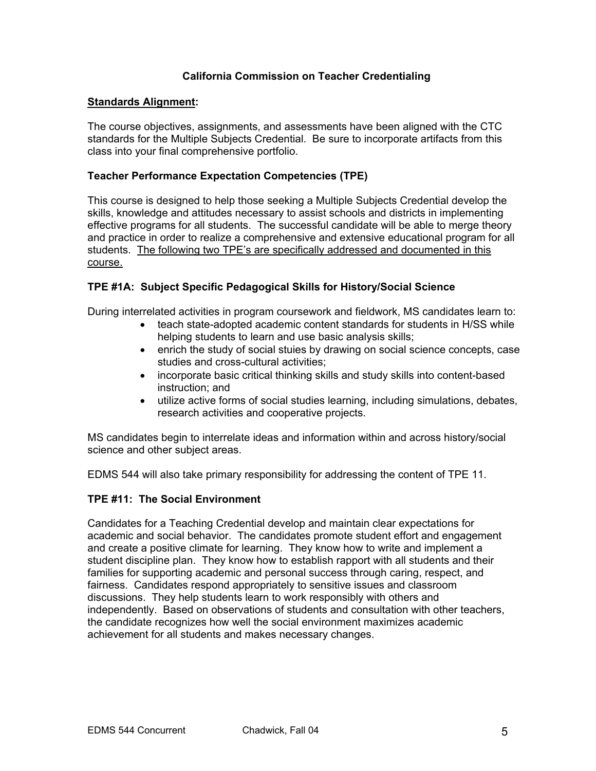## California Commission on Teacher Credentialing

**Standards Alignment:**

The course objectives, assignments, and assessments have been aligned with the CTC standards for the Multiple Subjects Credential. Be sure to incorporate artifacts from this class into your final comprehensive portfolio.

### Teacher Performance Expectation Competencies (TPE)

This course is designed to help those seeking a Multiple Subjects Credential develop the skills, knowledge and attitudes necessary to assist schools and districts in implementing effective programs for all students. The successful candidate will be able to merge theory and practice in order to realize a comprehensive and extensive educational program for all students. The following two TPE's are specifically addressed and documented in this course.

### TPE #1A: Subject Specific Pedagogical Skills for History/Social Science

During interrelated activities in program coursework and fieldwork, MS candidates learn to:

- teach state-adopted academic content standards for students in H/SS while helping students to learn and use basic analysis skills;
- enrich the study of social stuies by drawing on social science concepts, case studies and cross-cultural activities;
- incorporate basic critical thinking skills and study skills into content-based instruction; and
- utilize active forms of social studies learning, including simulations, debates, research activities and cooperative projects.

MS candidates begin to interrelate ideas and information within and across history/social science and other subject areas.

EDMS 544 will also take primary responsibility for addressing the content of TPE 11.

### TPE #11: The Social Environment

Candidates for a Teaching Credential develop and maintain clear expectations for academic and social behavior. The candidates promote student effort and engagement and create a positive climate for learning. They know how to write and implement a student discipline plan. They know how to establish rapport with all students and their families for supporting academic and personal success through caring, respect, and fairness. Candidates respond appropriately to sensitive issues and classroom discussions. They help students learn to work responsibly with others and independently. Based on observations of students and consultation with other teachers, the candidate recognizes how well the social environment maximizes academic achievement for all students and makes necessary changes.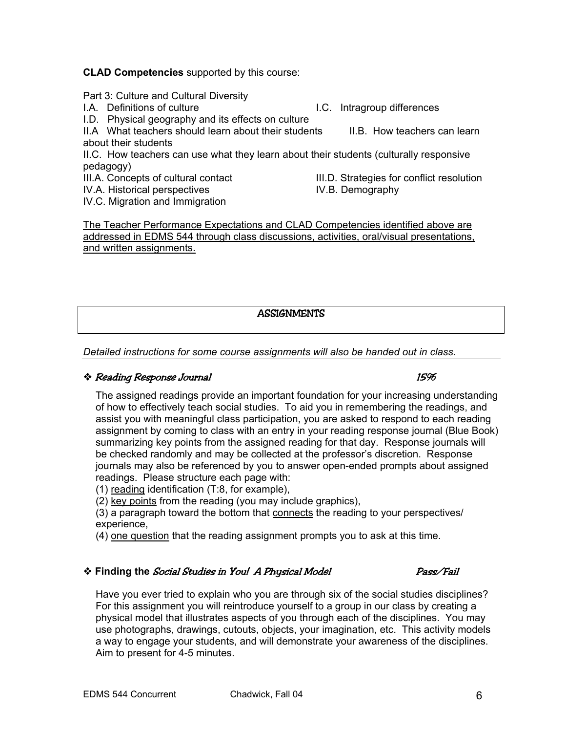**CLAD Competencies** supported by this course:

Part 3: Culture and Cultural Diversity

I.A. Definitions of culture

I.C. Intragroup differences

I.D. Physical geography and its effects on culture

II.A What teachers should learn about their students

II.B. How teachers can learn about their students

II.C. How teachers can use what they learn about their students (culturally responsive pedagogy)

III.A. Concepts of cultural contact

III.D. Strategies for conflict resolution

IV.A. Historical perspectives

IV.B. Demography

IV.C. Migration and Immigration

<u>The Teacher Performance Expectations and CLAD Competencies identified above are addressed in EDMS 544 through class discussions, activities, oral/visual presentations, and written assignments.</u>

## ASSIGNMENTS

*Detailed instructions for some course assignments will also be handed out in class.*

### ❖ *Reading Response Journal* — *15%*

The assigned readings provide an important foundation for your increasing understanding of how to effectively teach social studies. To aid you in remembering the readings, and assist you with meaningful class participation, you are asked to respond to each reading assignment by coming to class with an entry in your reading response journal (Blue Book) summarizing key points from the assigned reading for that day. Response journals will be checked randomly and may be collected at the professor's discretion. Response journals may also be referenced by you to answer open-ended prompts about assigned readings. Please structure each page with:

(1) <u>reading</u> identification (T:8, for example),

(2) <u>key points</u> from the reading (you may include graphics),

(3) a paragraph toward the bottom that <u>connects</u> the reading to your perspectives/ experience,

(4) <u>one question</u> that the reading assignment prompts you to ask at this time.

### ❖ **Finding the** *Social Studies in You! A Physical Model* — *Pass/Fail*

Have you ever tried to explain who you are through six of the social studies disciplines? For this assignment you will reintroduce yourself to a group in our class by creating a physical model that illustrates aspects of you through each of the disciplines. You may use photographs, drawings, cutouts, objects, your imagination, etc. This activity models a way to engage your students, and will demonstrate your awareness of the disciplines. Aim to present for 4-5 minutes.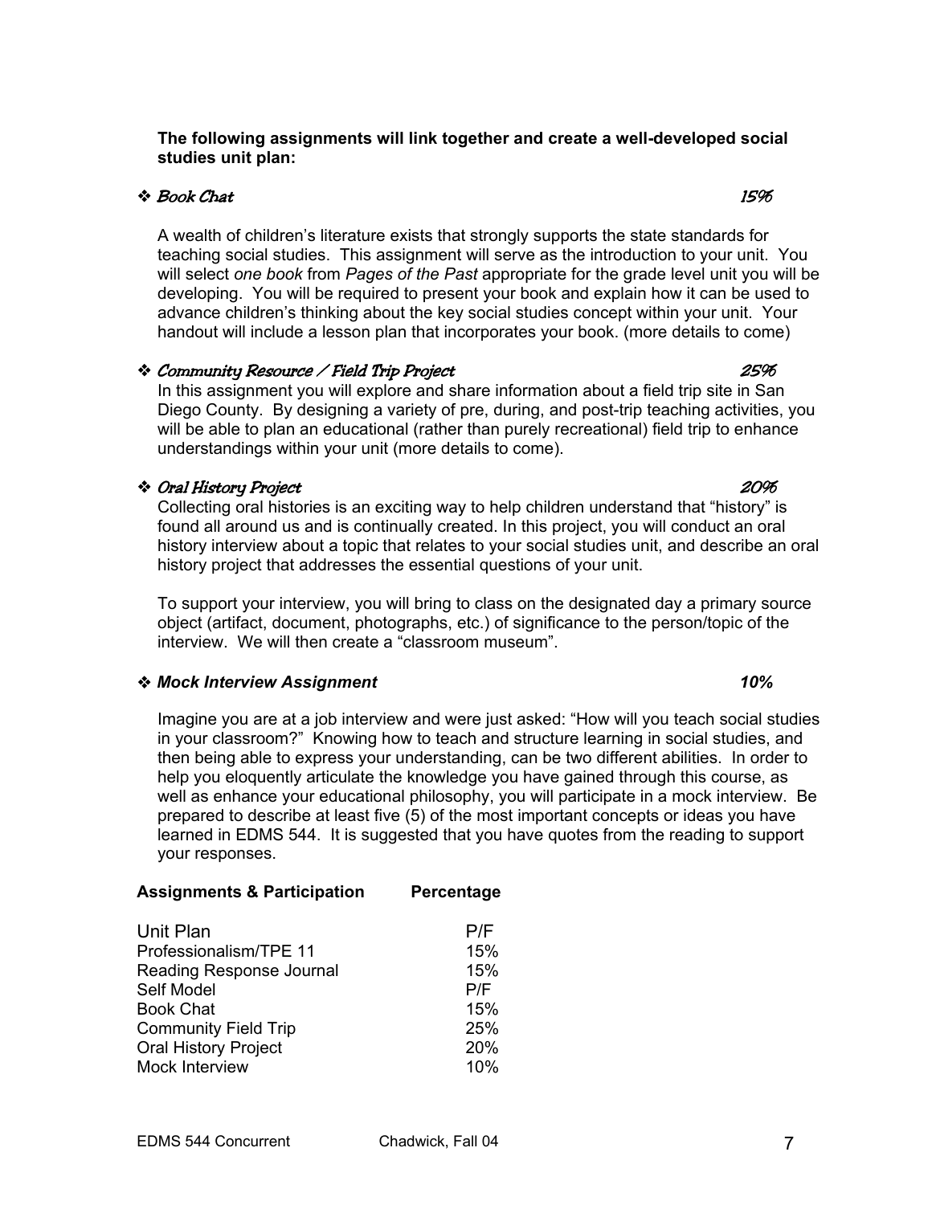**The following assignments will link together and create a well-developed social studies unit plan:**

❖ *Book Chat* 15%

A wealth of children's literature exists that strongly supports the state standards for teaching social studies. This assignment will serve as the introduction to your unit. You will select *one book* from *Pages of the Past* appropriate for the grade level unit you will be developing. You will be required to present your book and explain how it can be used to advance children's thinking about the key social studies concept within your unit. Your handout will include a lesson plan that incorporates your book. (more details to come)

❖ *Community Resource / Field Trip Project* 25%

In this assignment you will explore and share information about a field trip site in San Diego County. By designing a variety of pre, during, and post-trip teaching activities, you will be able to plan an educational (rather than purely recreational) field trip to enhance understandings within your unit (more details to come).

❖ *Oral History Project* 20%

Collecting oral histories is an exciting way to help children understand that "history" is found all around us and is continually created. In this project, you will conduct an oral history interview about a topic that relates to your social studies unit, and describe an oral history project that addresses the essential questions of your unit.

To support your interview, you will bring to class on the designated day a primary source object (artifact, document, photographs, etc.) of significance to the person/topic of the interview. We will then create a "classroom museum".

❖ ***Mock Interview Assignment*** **10%**

Imagine you are at a job interview and were just asked: "How will you teach social studies in your classroom?" Knowing how to teach and structure learning in social studies, and then being able to express your understanding, can be two different abilities. In order to help you eloquently articulate the knowledge you have gained through this course, as well as enhance your educational philosophy, you will participate in a mock interview. Be prepared to describe at least five (5) of the most important concepts or ideas you have learned in EDMS 544. It is suggested that you have quotes from the reading to support your responses.

| Assignments & Participation | Percentage |
| --- | --- |
| Unit Plan | P/F |
| Professionalism/TPE 11 | 15% |
| Reading Response Journal | 15% |
| Self Model | P/F |
| Book Chat | 15% |
| Community Field Trip | 25% |
| Oral History Project | 20% |
| Mock Interview | 10% |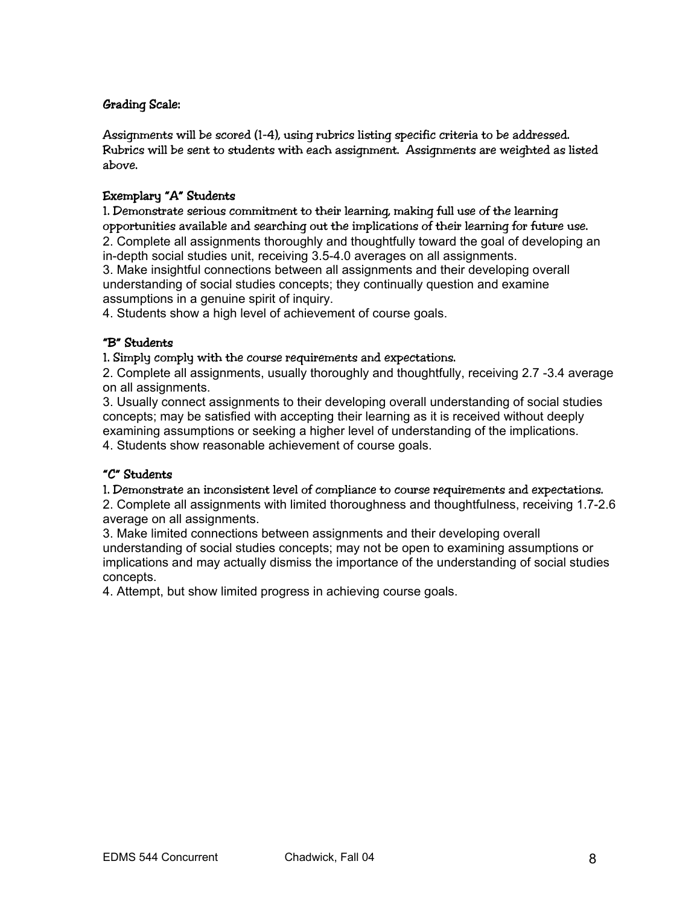### Grading Scale:

Assignments will be scored (1-4), using rubrics listing specific criteria to be addressed. Rubrics will be sent to students with each assignment. Assignments are weighted as listed above.

#### Exemplary "A" Students

1. Demonstrate serious commitment to their learning, making full use of the learning opportunities available and searching out the implications of their learning for future use.
2. Complete all assignments thoroughly and thoughtfully toward the goal of developing an in-depth social studies unit, receiving 3.5-4.0 averages on all assignments.
3. Make insightful connections between all assignments and their developing overall understanding of social studies concepts; they continually question and examine assumptions in a genuine spirit of inquiry.
4. Students show a high level of achievement of course goals.

#### "B" Students

1. Simply comply with the course requirements and expectations.
2. Complete all assignments, usually thoroughly and thoughtfully, receiving 2.7 -3.4 average on all assignments.
3. Usually connect assignments to their developing overall understanding of social studies concepts; may be satisfied with accepting their learning as it is received without deeply examining assumptions or seeking a higher level of understanding of the implications.
4. Students show reasonable achievement of course goals.

#### "C" Students

1. Demonstrate an inconsistent level of compliance to course requirements and expectations.
2. Complete all assignments with limited thoroughness and thoughtfulness, receiving 1.7-2.6 average on all assignments.
3. Make limited connections between assignments and their developing overall understanding of social studies concepts; may not be open to examining assumptions or implications and may actually dismiss the importance of the understanding of social studies concepts.
4. Attempt, but show limited progress in achieving course goals.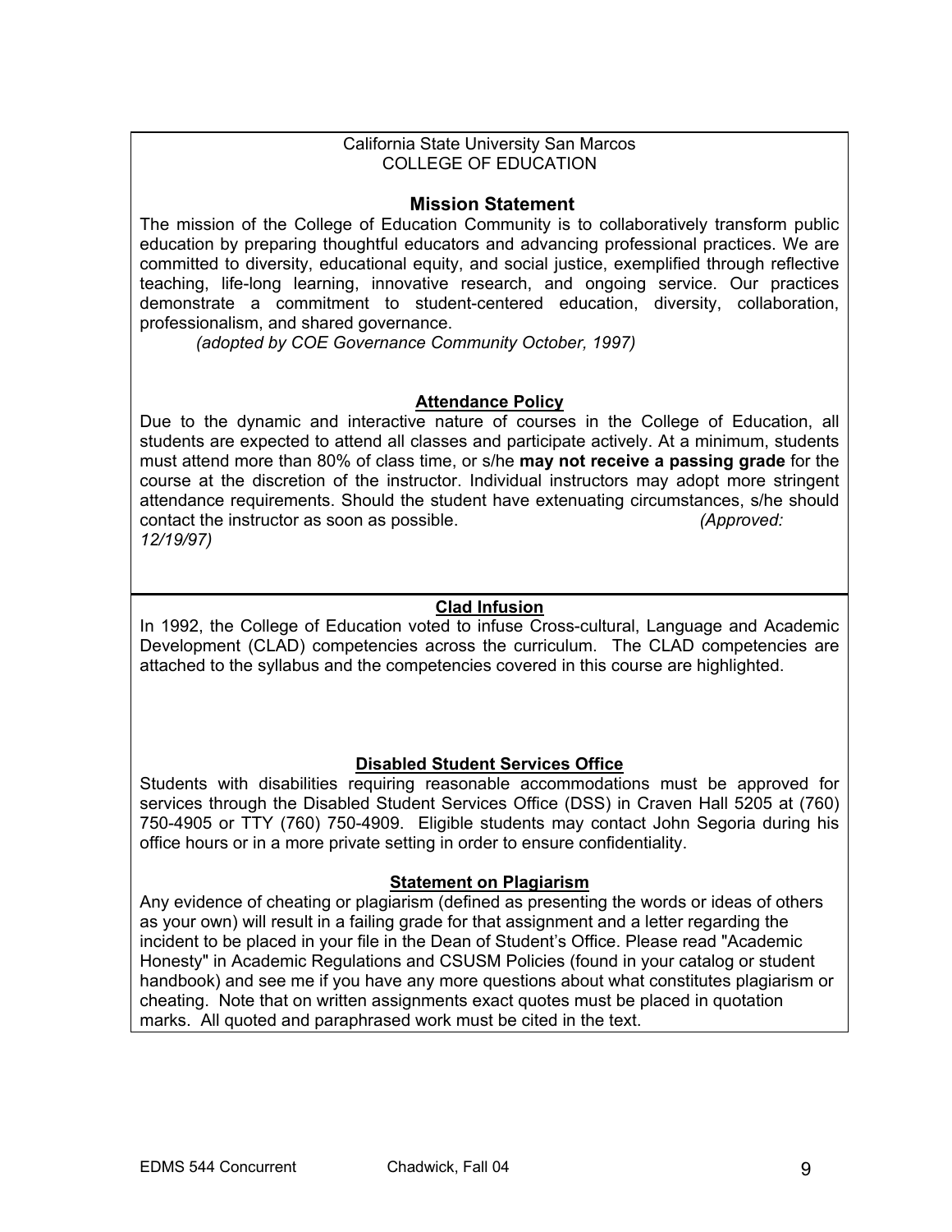California State University San Marcos
COLLEGE OF EDUCATION

## Mission Statement

The mission of the College of Education Community is to collaboratively transform public education by preparing thoughtful educators and advancing professional practices. We are committed to diversity, educational equity, and social justice, exemplified through reflective teaching, life-long learning, innovative research, and ongoing service. Our practices demonstrate a commitment to student-centered education, diversity, collaboration, professionalism, and shared governance.

*(adopted by COE Governance Community October, 1997)*

### Attendance Policy

Due to the dynamic and interactive nature of courses in the College of Education, all students are expected to attend all classes and participate actively. At a minimum, students must attend more than 80% of class time, or s/he **may not receive a passing grade** for the course at the discretion of the instructor. Individual instructors may adopt more stringent attendance requirements. Should the student have extenuating circumstances, s/he should contact the instructor as soon as possible. *(Approved: 12/19/97)*

### Clad Infusion

In 1992, the College of Education voted to infuse Cross-cultural, Language and Academic Development (CLAD) competencies across the curriculum. The CLAD competencies are attached to the syllabus and the competencies covered in this course are highlighted.

### Disabled Student Services Office

Students with disabilities requiring reasonable accommodations must be approved for services through the Disabled Student Services Office (DSS) in Craven Hall 5205 at (760) 750-4905 or TTY (760) 750-4909. Eligible students may contact John Segoria during his office hours or in a more private setting in order to ensure confidentiality.

### Statement on Plagiarism

Any evidence of cheating or plagiarism (defined as presenting the words or ideas of others as your own) will result in a failing grade for that assignment and a letter regarding the incident to be placed in your file in the Dean of Student's Office. Please read "Academic Honesty" in Academic Regulations and CSUSM Policies (found in your catalog or student handbook) and see me if you have any more questions about what constitutes plagiarism or cheating. Note that on written assignments exact quotes must be placed in quotation marks. All quoted and paraphrased work must be cited in the text.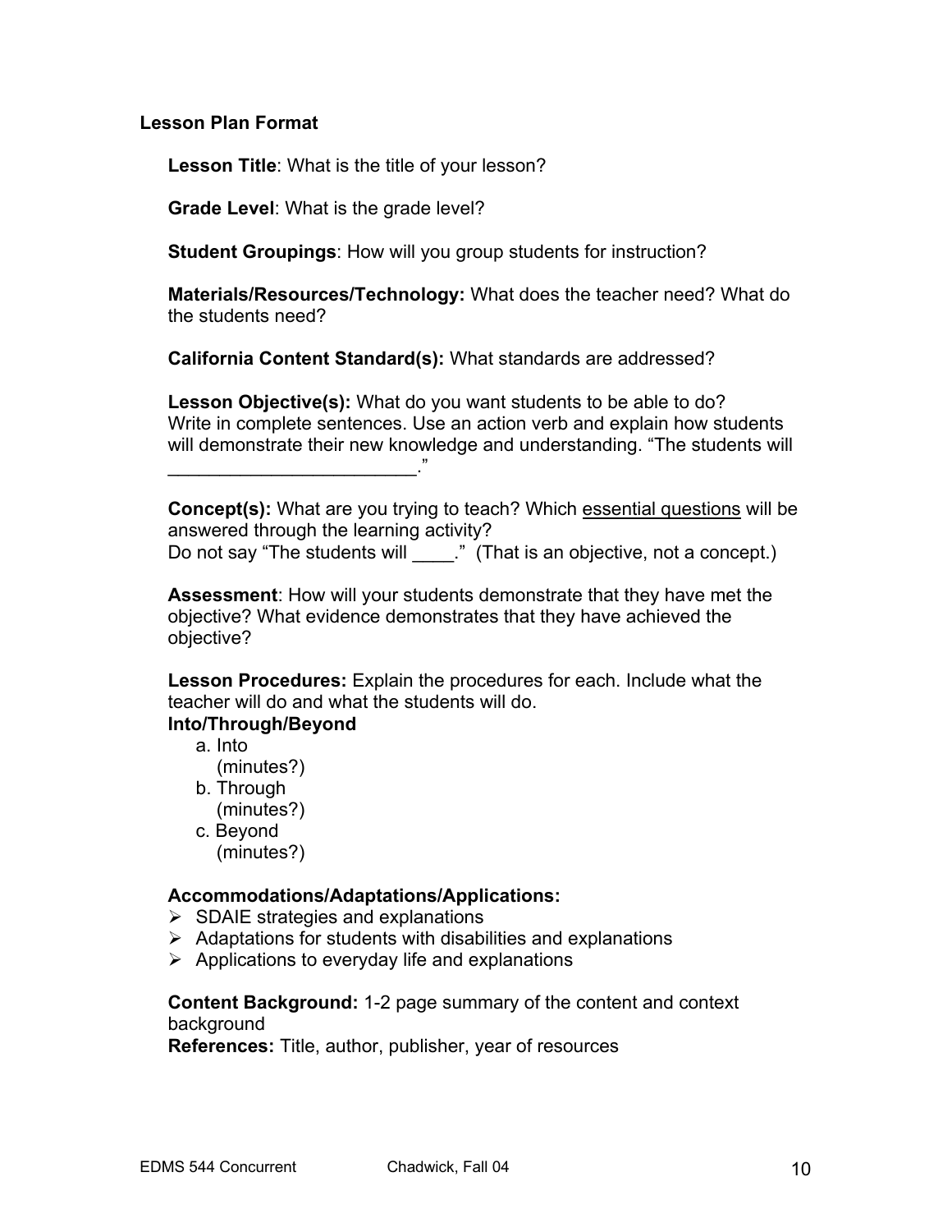## Lesson Plan Format

**Lesson Title**: What is the title of your lesson?

**Grade Level**: What is the grade level?

**Student Groupings**: How will you group students for instruction?

**Materials/Resources/Technology:** What does the teacher need? What do the students need?

**California Content Standard(s):** What standards are addressed?

**Lesson Objective(s):** What do you want students to be able to do? Write in complete sentences. Use an action verb and explain how students will demonstrate their new knowledge and understanding. "The students will ________________________."

**Concept(s):** What are you trying to teach? Which essential questions will be answered through the learning activity?
Do not say "The students will ____." (That is an objective, not a concept.)

**Assessment**: How will your students demonstrate that they have met the objective? What evidence demonstrates that they have achieved the objective?

**Lesson Procedures:** Explain the procedures for each. Include what the teacher will do and what the students will do.

**Into/Through/Beyond**

a. Into
   (minutes?)
b. Through
   (minutes?)
c. Beyond
   (minutes?)

**Accommodations/Adaptations/Applications:**

- SDAIE strategies and explanations
- Adaptations for students with disabilities and explanations
- Applications to everyday life and explanations

**Content Background:** 1-2 page summary of the content and context background

**References:** Title, author, publisher, year of resources